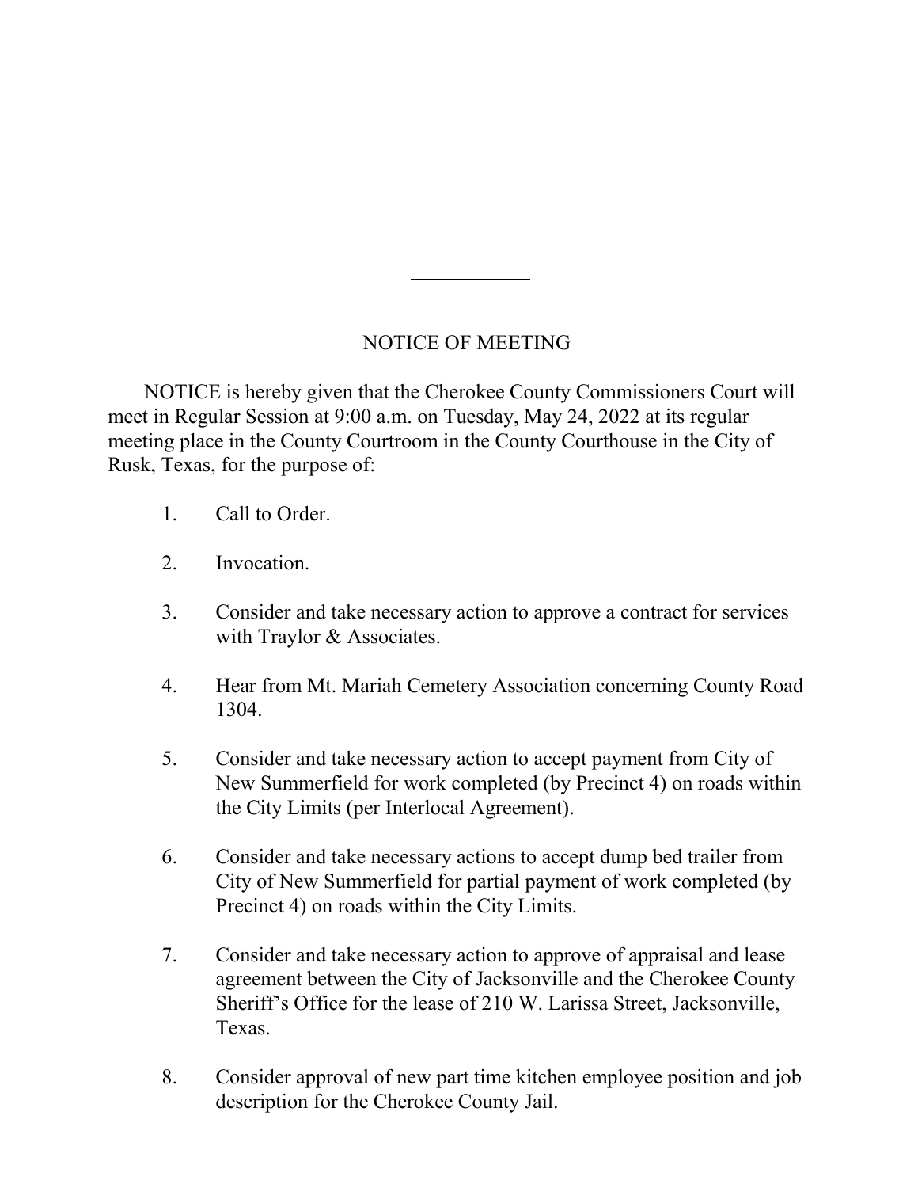## NOTICE OF MEETING

NOTICE is hereby given that the Cherokee County Commissioners Court will meet in Regular Session at 9:00 a.m. on Tuesday, May 24, 2022 at its regular meeting place in the County Courtroom in the County Courthouse in the City of Rusk, Texas, for the purpose of:

1. Call to Order.

2. Invocation.

3. Consider and take necessary action to approve a contract for services with Traylor & Associates.

4. Hear from Mt. Mariah Cemetery Association concerning County Road 1304.

5. Consider and take necessary action to accept payment from City of New Summerfield for work completed (by Precinct 4) on roads within the City Limits (per Interlocal Agreement).

6. Consider and take necessary actions to accept dump bed trailer from City of New Summerfield for partial payment of work completed (by Precinct 4) on roads within the City Limits.

7. Consider and take necessary action to approve of appraisal and lease agreement between the City of Jacksonville and the Cherokee County Sheriff's Office for the lease of 210 W. Larissa Street, Jacksonville, Texas.

8. Consider approval of new part time kitchen employee position and job description for the Cherokee County Jail.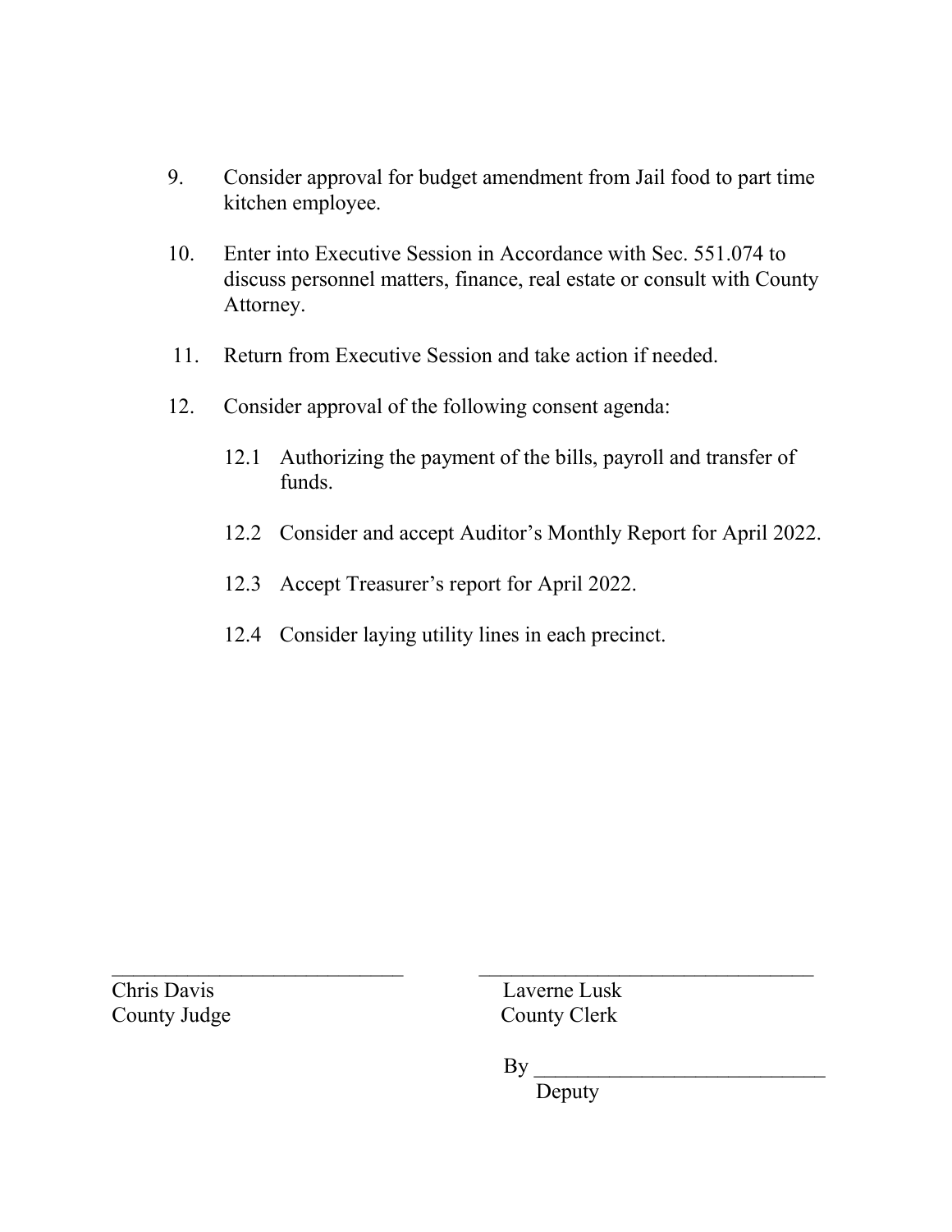9. Consider approval for budget amendment from Jail food to part time kitchen employee.

10. Enter into Executive Session in Accordance with Sec. 551.074 to discuss personnel matters, finance, real estate or consult with County Attorney.

11. Return from Executive Session and take action if needed.

12. Consider approval of the following consent agenda:

    12.1 Authorizing the payment of the bills, payroll and transfer of funds.

    12.2 Consider and accept Auditor's Monthly Report for April 2022.

    12.3 Accept Treasurer's report for April 2022.

    12.4 Consider laying utility lines in each precinct.

\_\_\_\_\_\_\_\_\_\_\_\_\_\_\_\_\_\_\_\_\_\_\_\_\_\_\_\_
Chris Davis
County Judge

\_\_\_\_\_\_\_\_\_\_\_\_\_\_\_\_\_\_\_\_\_\_\_\_\_\_\_\_
Laverne Lusk
County Clerk

By \_\_\_\_\_\_\_\_\_\_\_\_\_\_\_\_\_\_\_\_\_\_\_\_\_\_\_\_
Deputy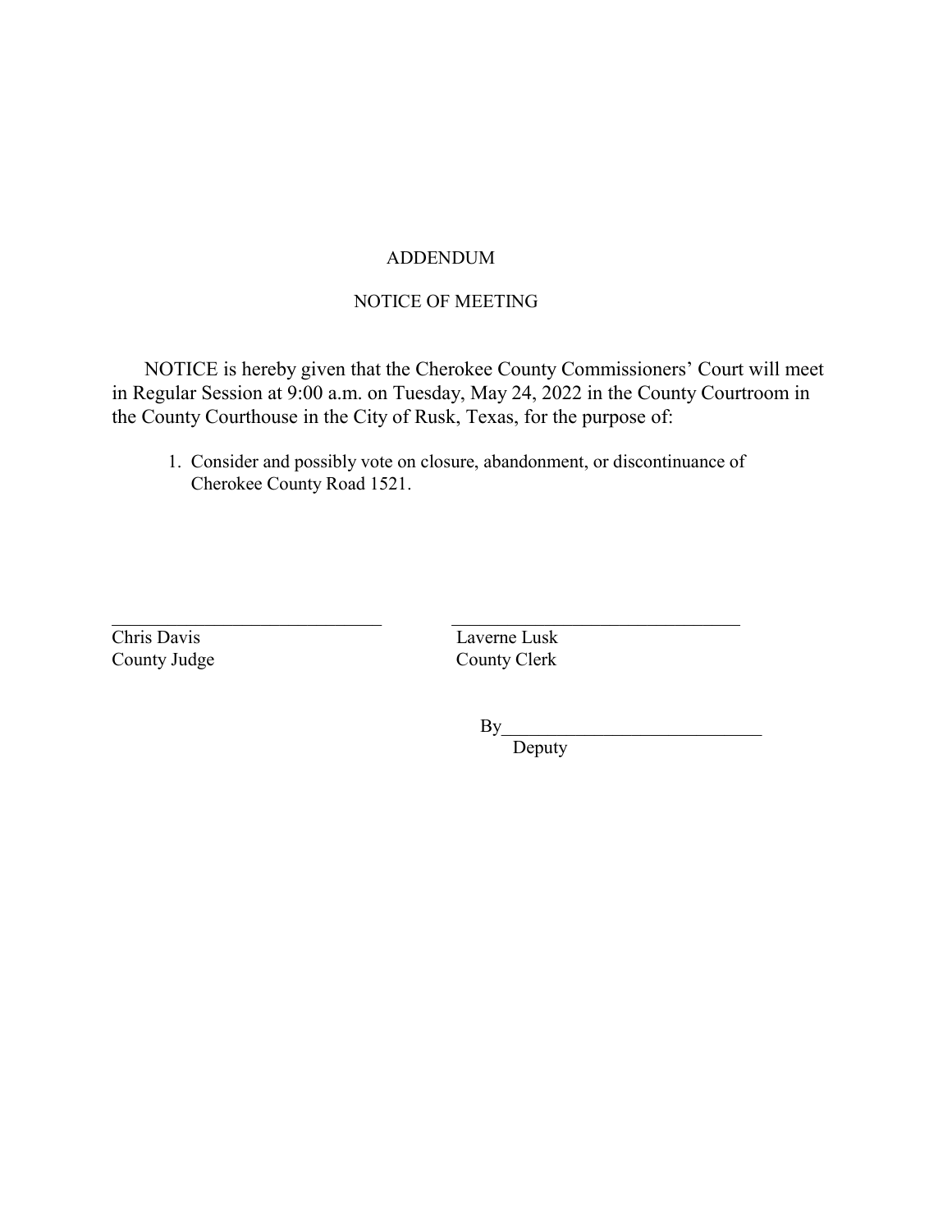ADDENDUM

NOTICE OF MEETING

NOTICE is hereby given that the Cherokee County Commissioners' Court will meet in Regular Session at 9:00 a.m. on Tuesday, May 24, 2022 in the County Courtroom in the County Courthouse in the City of Rusk, Texas, for the purpose of:

1. Consider and possibly vote on closure, abandonment, or discontinuance of Cherokee County Road 1521.

_____________________________
Chris Davis
County Judge

_____________________________
Laverne Lusk
County Clerk

By_____________________________
Deputy